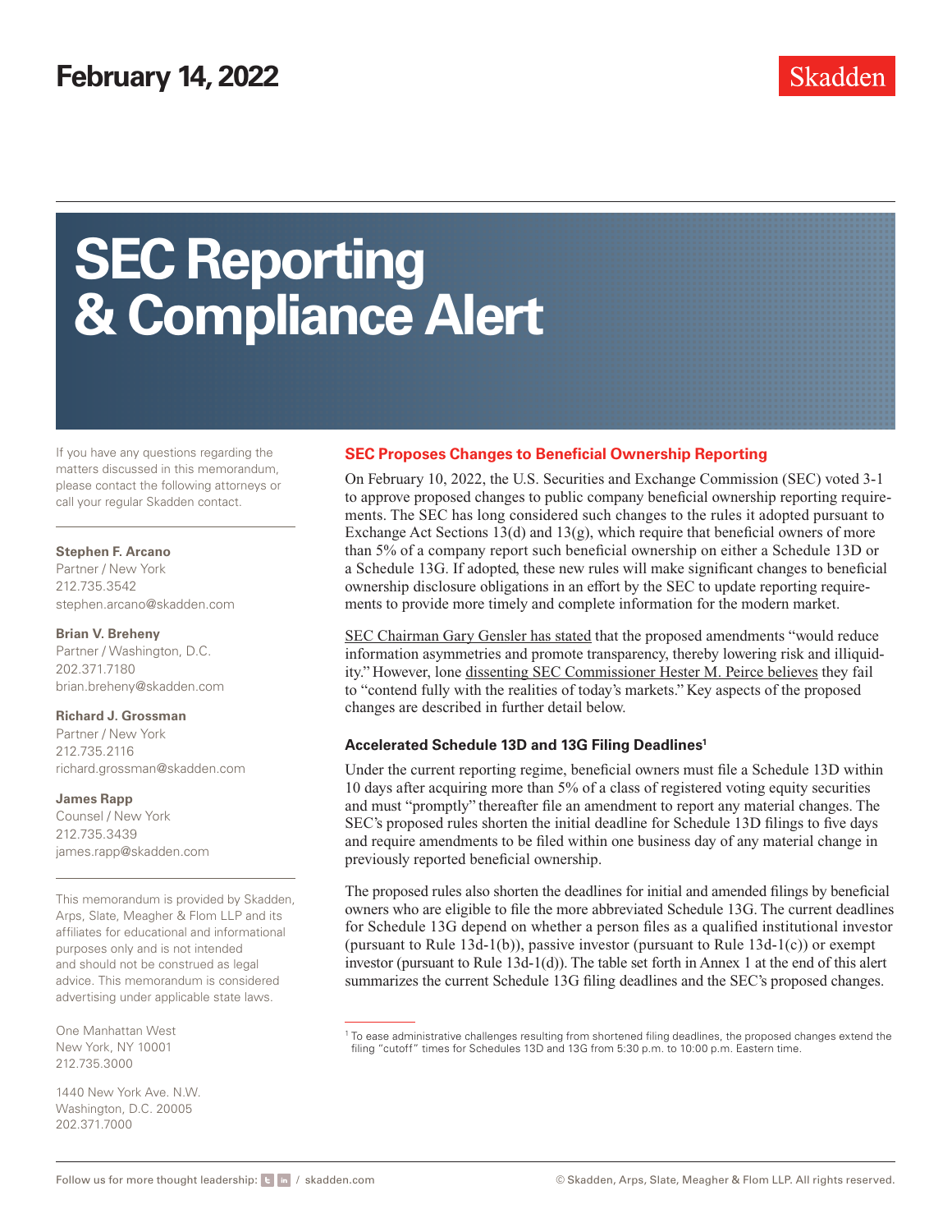February 14, 2022

# SEC Reporting & Compliance Alert

If you have any questions regarding the matters discussed in this memorandum, please contact the following attorneys or call your regular Skadden contact.

**Stephen F. Arcano**
Partner / New York
212.735.3542
stephen.arcano@skadden.com

**Brian V. Breheny**
Partner / Washington, D.C.
202.371.7180
brian.breheny@skadden.com

**Richard J. Grossman**
Partner / New York
212.735.2116
richard.grossman@skadden.com

**James Rapp**
Counsel / New York
212.735.3439
james.rapp@skadden.com

This memorandum is provided by Skadden, Arps, Slate, Meagher & Flom LLP and its affiliates for educational and informational purposes only and is not intended and should not be construed as legal advice. This memorandum is considered advertising under applicable state laws.

One Manhattan West
New York, NY 10001
212.735.3000

1440 New York Ave. N.W.
Washington, D.C. 20005
202.371.7000

## SEC Proposes Changes to Beneficial Ownership Reporting

On February 10, 2022, the U.S. Securities and Exchange Commission (SEC) voted 3-1 to approve proposed changes to public company beneficial ownership reporting requirements. The SEC has long considered such changes to the rules it adopted pursuant to Exchange Act Sections 13(d) and 13(g), which require that beneficial owners of more than 5% of a company report such beneficial ownership on either a Schedule 13D or a Schedule 13G. If adopted, these new rules will make significant changes to beneficial ownership disclosure obligations in an effort by the SEC to update reporting requirements to provide more timely and complete information for the modern market.

SEC Chairman Gary Gensler has stated that the proposed amendments "would reduce information asymmetries and promote transparency, thereby lowering risk and illiquidity." However, lone dissenting SEC Commissioner Hester M. Peirce believes they fail to "contend fully with the realities of today's markets." Key aspects of the proposed changes are described in further detail below.

### Accelerated Schedule 13D and 13G Filing Deadlines[1]

Under the current reporting regime, beneficial owners must file a Schedule 13D within 10 days after acquiring more than 5% of a class of registered voting equity securities and must "promptly" thereafter file an amendment to report any material changes. The SEC's proposed rules shorten the initial deadline for Schedule 13D filings to five days and require amendments to be filed within one business day of any material change in previously reported beneficial ownership.

The proposed rules also shorten the deadlines for initial and amended filings by beneficial owners who are eligible to file the more abbreviated Schedule 13G. The current deadlines for Schedule 13G depend on whether a person files as a qualified institutional investor (pursuant to Rule 13d-1(b)), passive investor (pursuant to Rule 13d-1(c)) or exempt investor (pursuant to Rule 13d-1(d)). The table set forth in Annex 1 at the end of this alert summarizes the current Schedule 13G filing deadlines and the SEC's proposed changes.

[1] To ease administrative challenges resulting from shortened filing deadlines, the proposed changes extend the filing "cutoff" times for Schedules 13D and 13G from 5:30 p.m. to 10:00 p.m. Eastern time.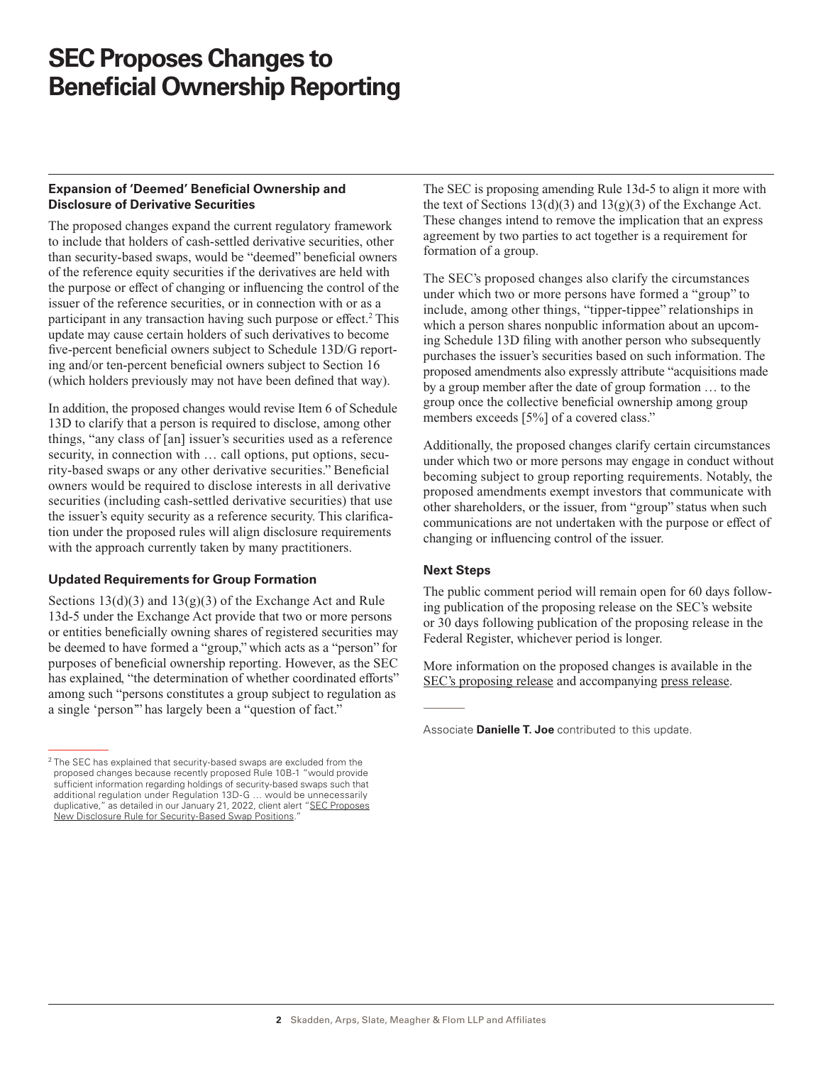# SEC Proposes Changes to Beneficial Ownership Reporting

### Expansion of 'Deemed' Beneficial Ownership and Disclosure of Derivative Securities

The proposed changes expand the current regulatory framework to include that holders of cash-settled derivative securities, other than security-based swaps, would be "deemed" beneficial owners of the reference equity securities if the derivatives are held with the purpose or effect of changing or influencing the control of the issuer of the reference securities, or in connection with or as a participant in any transaction having such purpose or effect.[2] This update may cause certain holders of such derivatives to become five-percent beneficial owners subject to Schedule 13D/G reporting and/or ten-percent beneficial owners subject to Section 16 (which holders previously may not have been defined that way).

In addition, the proposed changes would revise Item 6 of Schedule 13D to clarify that a person is required to disclose, among other things, "any class of [an] issuer's securities used as a reference security, in connection with … call options, put options, security-based swaps or any other derivative securities." Beneficial owners would be required to disclose interests in all derivative securities (including cash-settled derivative securities) that use the issuer's equity security as a reference security. This clarification under the proposed rules will align disclosure requirements with the approach currently taken by many practitioners.

### Updated Requirements for Group Formation

Sections 13(d)(3) and 13(g)(3) of the Exchange Act and Rule 13d-5 under the Exchange Act provide that two or more persons or entities beneficially owning shares of registered securities may be deemed to have formed a "group," which acts as a "person" for purposes of beneficial ownership reporting. However, as the SEC has explained, "the determination of whether coordinated efforts" among such "persons constitutes a group subject to regulation as a single 'person'" has largely been a "question of fact."

The SEC is proposing amending Rule 13d-5 to align it more with the text of Sections 13(d)(3) and 13(g)(3) of the Exchange Act. These changes intend to remove the implication that an express agreement by two parties to act together is a requirement for formation of a group.

The SEC's proposed changes also clarify the circumstances under which two or more persons have formed a "group" to include, among other things, "tipper-tippee" relationships in which a person shares nonpublic information about an upcoming Schedule 13D filing with another person who subsequently purchases the issuer's securities based on such information. The proposed amendments also expressly attribute "acquisitions made by a group member after the date of group formation … to the group once the collective beneficial ownership among group members exceeds [5%] of a covered class."

Additionally, the proposed changes clarify certain circumstances under which two or more persons may engage in conduct without becoming subject to group reporting requirements. Notably, the proposed amendments exempt investors that communicate with other shareholders, or the issuer, from "group" status when such communications are not undertaken with the purpose or effect of changing or influencing control of the issuer.

### Next Steps

The public comment period will remain open for 60 days following publication of the proposing release on the SEC's website or 30 days following publication of the proposing release in the Federal Register, whichever period is longer.

More information on the proposed changes is available in the SEC's proposing release and accompanying press release.

---

Associate **Danielle T. Joe** contributed to this update.

---

[2] The SEC has explained that security-based swaps are excluded from the proposed changes because recently proposed Rule 10B-1 "would provide sufficient information regarding holdings of security-based swaps such that additional regulation under Regulation 13D-G … would be unnecessarily duplicative," as detailed in our January 21, 2022, client alert "SEC Proposes New Disclosure Rule for Security-Based Swap Positions."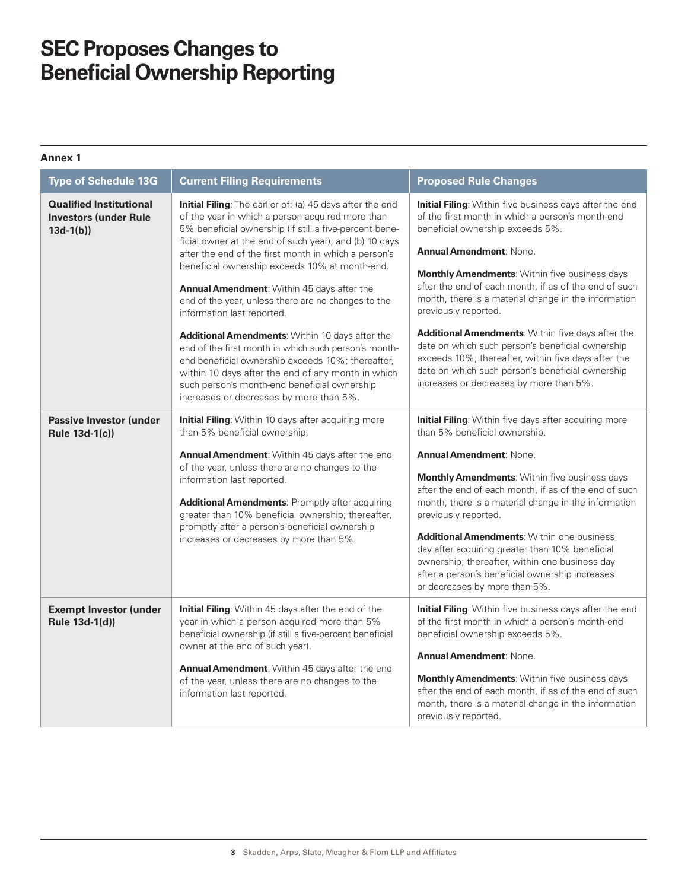# SEC Proposes Changes to Beneficial Ownership Reporting

**Annex 1**

| Type of Schedule 13G | Current Filing Requirements | Proposed Rule Changes |
|---|---|---|
| **Qualified Institutional Investors (under Rule 13d-1(b))** | **Initial Filing**: The earlier of: (a) 45 days after the end of the year in which a person acquired more than 5% beneficial ownership (if still a five-percent beneficial owner at the end of such year); and (b) 10 days after the end of the first month in which a person's beneficial ownership exceeds 10% at month-end.<br><br>**Annual Amendment**: Within 45 days after the end of the year, unless there are no changes to the information last reported.<br><br>**Additional Amendments**: Within 10 days after the end of the first month in which such person's month-end beneficial ownership exceeds 10%; thereafter, within 10 days after the end of any month in which such person's month-end beneficial ownership increases or decreases by more than 5%. | **Initial Filing**: Within five business days after the end of the first month in which a person's month-end beneficial ownership exceeds 5%.<br><br>**Annual Amendment**: None.<br><br>**Monthly Amendments**: Within five business days after the end of each month, if as of the end of such month, there is a material change in the information previously reported.<br><br>**Additional Amendments**: Within five days after the date on which such person's beneficial ownership exceeds 10%; thereafter, within five days after the date on which such person's beneficial ownership increases or decreases by more than 5%. |
| **Passive Investor (under Rule 13d-1(c))** | **Initial Filing**: Within 10 days after acquiring more than 5% beneficial ownership.<br><br>**Annual Amendment**: Within 45 days after the end of the year, unless there are no changes to the information last reported.<br><br>**Additional Amendments**: Promptly after acquiring greater than 10% beneficial ownership; thereafter, promptly after a person's beneficial ownership increases or decreases by more than 5%. | **Initial Filing**: Within five days after acquiring more than 5% beneficial ownership.<br><br>**Annual Amendment**: None.<br><br>**Monthly Amendments**: Within five business days after the end of each month, if as of the end of such month, there is a material change in the information previously reported.<br><br>**Additional Amendments**: Within one business day after acquiring greater than 10% beneficial ownership; thereafter, within one business day after a person's beneficial ownership increases or decreases by more than 5%. |
| **Exempt Investor (under Rule 13d-1(d))** | **Initial Filing**: Within 45 days after the end of the year in which a person acquired more than 5% beneficial ownership (if still a five-percent beneficial owner at the end of such year).<br><br>**Annual Amendment**: Within 45 days after the end of the year, unless there are no changes to the information last reported. | **Initial Filing**: Within five business days after the end of the first month in which a person's month-end beneficial ownership exceeds 5%.<br><br>**Annual Amendment**: None.<br><br>**Monthly Amendments**: Within five business days after the end of each month, if as of the end of such month, there is a material change in the information previously reported. |